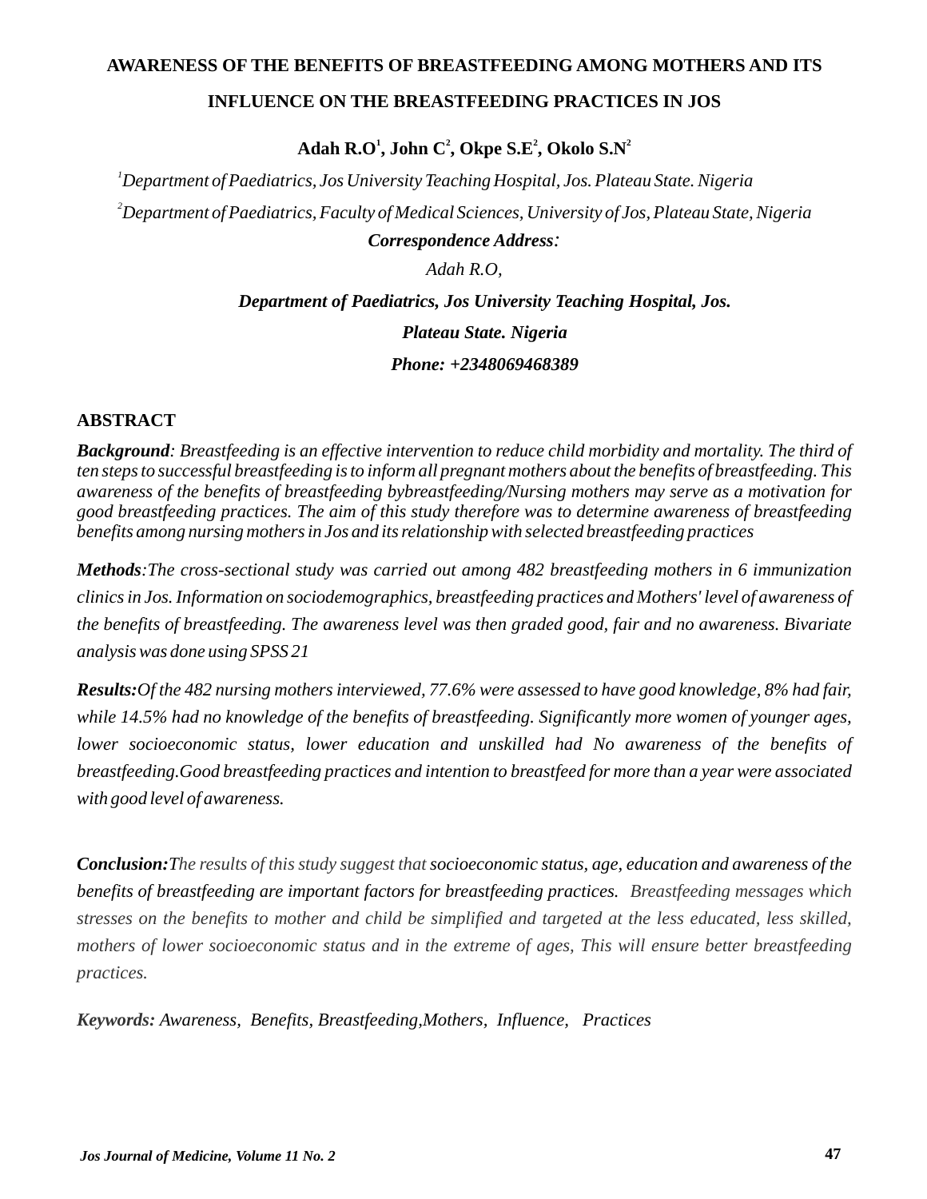# AWARENESS OF THE BENEFITS OF BREASTFEEDING AMONG MOTHERS AND ITS INFLUENCE ON THE BREASTFEEDING PRACTICES IN JOS

**Adah R.O[1], John C[2], Okpe S.E[2], Okolo S.N[2]**

[1]*Department of Paediatrics, Jos University Teaching Hospital, Jos. Plateau State. Nigeria*

[2]*Department of Paediatrics, Faculty of Medical Sciences, University of Jos, Plateau State, Nigeria*

***Correspondence Address:***

*Adah R.O,*

***Department of Paediatrics, Jos University Teaching Hospital, Jos.***

***Plateau State. Nigeria***

***Phone: +2348069468389***

## ABSTRACT

***Background****: Breastfeeding is an effective intervention to reduce child morbidity and mortality. The third of ten steps to successful breastfeeding is to inform all pregnant mothers about the benefits of breastfeeding. This awareness of the benefits of breastfeeding bybreastfeeding/Nursing mothers may serve as a motivation for good breastfeeding practices. The aim of this study therefore was to determine awareness of breastfeeding benefits among nursing mothers in Jos and its relationship with selected breastfeeding practices*

***Methods****:The cross-sectional study was carried out among 482 breastfeeding mothers in 6 immunization clinics in Jos. Information on sociodemographics, breastfeeding practices and Mothers' level of awareness of the benefits of breastfeeding. The awareness level was then graded good, fair and no awareness. Bivariate analysis was done using SPSS 21*

***Results:****Of the 482 nursing mothers interviewed, 77.6% were assessed to have good knowledge, 8% had fair, while 14.5% had no knowledge of the benefits of breastfeeding. Significantly more women of younger ages, lower socioeconomic status, lower education and unskilled had No awareness of the benefits of breastfeeding.Good breastfeeding practices and intention to breastfeed for more than a year were associated with good level of awareness.*

***Conclusion:****The results of this study suggest that socioeconomic status, age, education and awareness of the benefits of breastfeeding are important factors for breastfeeding practices. Breastfeeding messages which stresses on the benefits to mother and child be simplified and targeted at the less educated, less skilled, mothers of lower socioeconomic status and in the extreme of ages, This will ensure better breastfeeding practices.*

***Keywords:*** *Awareness, Benefits, Breastfeeding,Mothers, Influence, Practices*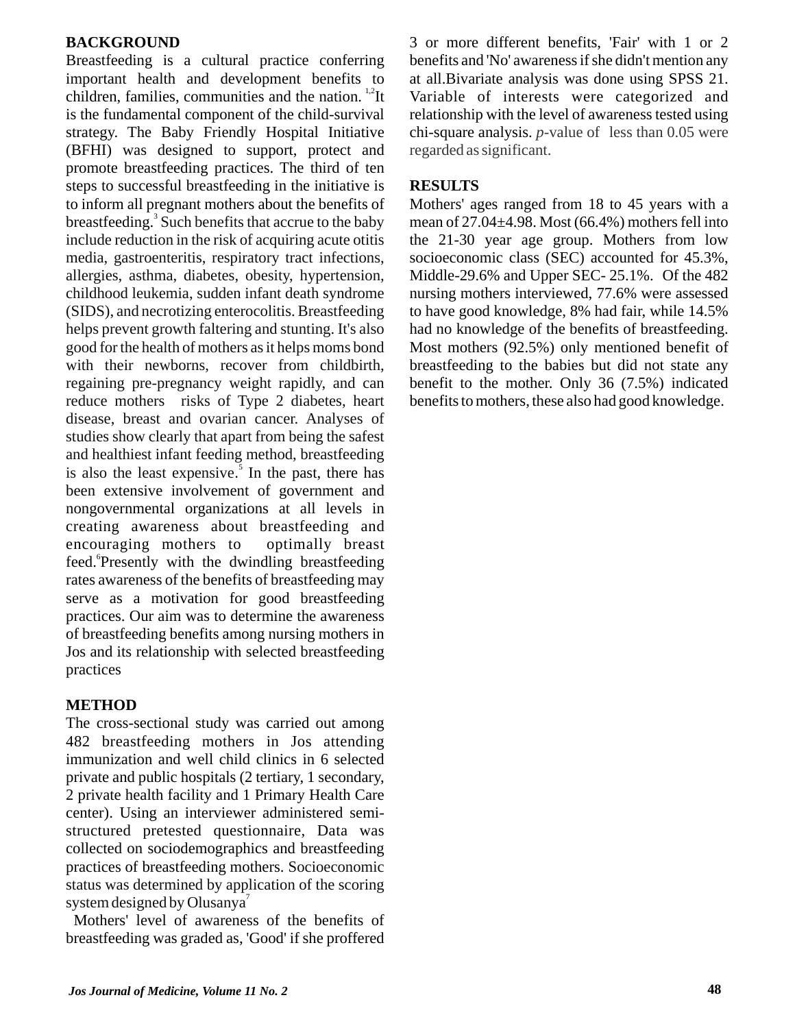## BACKGROUND

Breastfeeding is a cultural practice conferring important health and development benefits to children, families, communities and the nation. [1,2]It is the fundamental component of the child-survival strategy. The Baby Friendly Hospital Initiative (BFHI) was designed to support, protect and promote breastfeeding practices. The third of ten steps to successful breastfeeding in the initiative is to inform all pregnant mothers about the benefits of breastfeeding.[3] Such benefits that accrue to the baby include reduction in the risk of acquiring acute otitis media, gastroenteritis, respiratory tract infections, allergies, asthma, diabetes, obesity, hypertension, childhood leukemia, sudden infant death syndrome (SIDS), and necrotizing enterocolitis. Breastfeeding helps prevent growth faltering and stunting. It's also good for the health of mothers as it helps moms bond with their newborns, recover from childbirth, regaining pre-pregnancy weight rapidly, and can reduce mothers risks of Type 2 diabetes, heart disease, breast and ovarian cancer. Analyses of studies show clearly that apart from being the safest and healthiest infant feeding method, breastfeeding is also the least expensive.[5] In the past, there has been extensive involvement of government and nongovernmental organizations at all levels in creating awareness about breastfeeding and encouraging mothers to optimally breast feed.[6]Presently with the dwindling breastfeeding rates awareness of the benefits of breastfeeding may serve as a motivation for good breastfeeding practices. Our aim was to determine the awareness of breastfeeding benefits among nursing mothers in Jos and its relationship with selected breastfeeding practices

## METHOD

The cross-sectional study was carried out among 482 breastfeeding mothers in Jos attending immunization and well child clinics in 6 selected private and public hospitals (2 tertiary, 1 secondary, 2 private health facility and 1 Primary Health Care center). Using an interviewer administered semi-structured pretested questionnaire, Data was collected on sociodemographics and breastfeeding practices of breastfeeding mothers. Socioeconomic status was determined by application of the scoring system designed by Olusanya[7]

Mothers' level of awareness of the benefits of breastfeeding was graded as, 'Good' if she proffered 3 or more different benefits, 'Fair' with 1 or 2 benefits and 'No' awareness if she didn't mention any at all.Bivariate analysis was done using SPSS 21. Variable of interests were categorized and relationship with the level of awareness tested using chi-square analysis. *p*-value of less than 0.05 were regarded as significant.

## RESULTS

Mothers' ages ranged from 18 to 45 years with a mean of 27.04±4.98. Most (66.4%) mothers fell into the 21-30 year age group. Mothers from low socioeconomic class (SEC) accounted for 45.3%, Middle-29.6% and Upper SEC- 25.1%. Of the 482 nursing mothers interviewed, 77.6% were assessed to have good knowledge, 8% had fair, while 14.5% had no knowledge of the benefits of breastfeeding. Most mothers (92.5%) only mentioned benefit of breastfeeding to the babies but did not state any benefit to the mother. Only 36 (7.5%) indicated benefits to mothers, these also had good knowledge.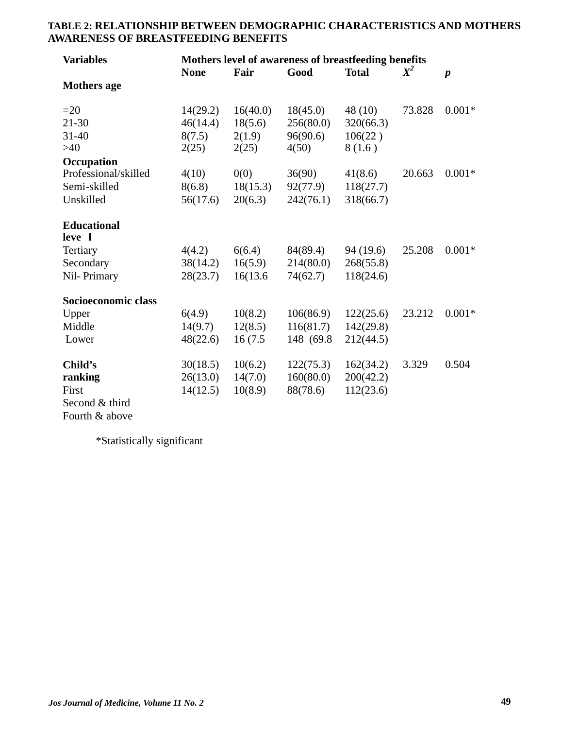**TABLE 2: RELATIONSHIP BETWEEN DEMOGRAPHIC CHARACTERISTICS AND MOTHERS AWARENESS OF BREASTFEEDING BENEFITS**

| Variables | Mothers level of awareness of breastfeeding benefits | | | | | |
|---|---|---|---|---|---|---|
| | **None** | **Fair** | **Good** | **Total** | $X^2$ | ***p*** |
| **Mothers age** | | | | | | |
| =20 | 14(29.2) | 16(40.0) | 18(45.0) | 48 (10) | 73.828 | 0.001* |
| 21-30 | 46(14.4) | 18(5.6) | 256(80.0) | 320(66.3) | | |
| 31-40 | 8(7.5) | 2(1.9) | 96(90.6) | 106(22 ) | | |
| >40 | 2(25) | 2(25) | 4(50) | 8 (1.6 ) | | |
| **Occupation** | | | | | | |
| Professional/skilled | 4(10) | 0(0) | 36(90) | 41(8.6) | 20.663 | 0.001* |
| Semi-skilled | 8(6.8) | 18(15.3) | 92(77.9) | 118(27.7) | | |
| Unskilled | 56(17.6) | 20(6.3) | 242(76.1) | 318(66.7) | | |
| **Educational leve l** | | | | | | |
| Tertiary | 4(4.2) | 6(6.4) | 84(89.4) | 94 (19.6) | 25.208 | 0.001* |
| Secondary | 38(14.2) | 16(5.9) | 214(80.0) | 268(55.8) | | |
| Nil- Primary | 28(23.7) | 16(13.6 | 74(62.7) | 118(24.6) | | |
| **Socioeconomic class** | | | | | | |
| Upper | 6(4.9) | 10(8.2) | 106(86.9) | 122(25.6) | 23.212 | 0.001* |
| Middle | 14(9.7) | 12(8.5) | 116(81.7) | 142(29.8) | | |
| Lower | 48(22.6) | 16 (7.5 | 148 (69.8 | 212(44.5) | | |
| **Child's ranking** | | | | | | |
| First | 30(18.5) | 10(6.2) | 122(75.3) | 162(34.2) | 3.329 | 0.504 |
| Second & third | 26(13.0) | 14(7.0) | 160(80.0) | 200(42.2) | | |
| Fourth & above | 14(12.5) | 10(8.9) | 88(78.6) | 112(23.6) | | |

*Statistically significant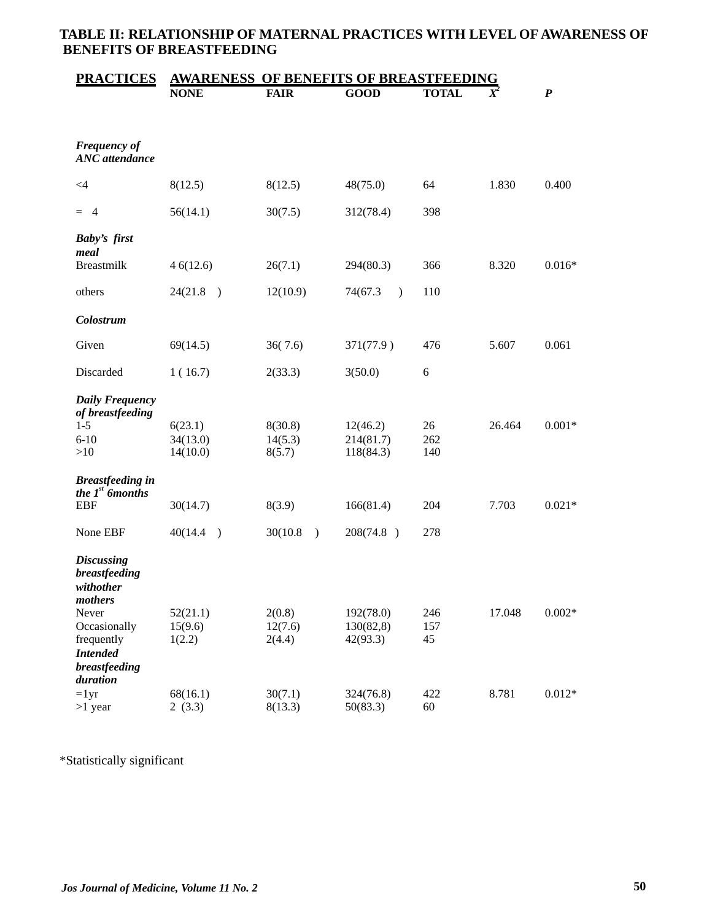**TABLE II: RELATIONSHIP OF MATERNAL PRACTICES WITH LEVEL OF AWARENESS OF BENEFITS OF BREASTFEEDING**

| PRACTICES | AWARENESS OF BENEFITS OF BREASTFEEDING | | | | | |
|---|---|---|---|---|---|---|
| | NONE | FAIR | GOOD | TOTAL | $X^2$ | *P* |
| ***Frequency of ANC attendance*** | | | | | | |
| <4 | 8(12.5) | 8(12.5) | 48(75.0) | 64 | 1.830 | 0.400 |
| = 4 | 56(14.1) | 30(7.5) | 312(78.4) | 398 | | |
| ***Baby's first meal*** | | | | | | |
| Breastmilk | 4 6(12.6) | 26(7.1) | 294(80.3) | 366 | 8.320 | 0.016* |
| others | 24(21.8 ) | 12(10.9) | 74(67.3 ) | 110 | | |
| ***Colostrum*** | | | | | | |
| Given | 69(14.5) | 36( 7.6) | 371(77.9 ) | 476 | 5.607 | 0.061 |
| Discarded | 1 ( 16.7) | 2(33.3) | 3(50.0) | 6 | | |
| ***Daily Frequency of breastfeeding*** | | | | | | |
| 1-5 | 6(23.1) | 8(30.8) | 12(46.2) | 26 | 26.464 | 0.001* |
| 6-10 | 34(13.0) | 14(5.3) | 214(81.7) | 262 | | |
| >10 | 14(10.0) | 8(5.7) | 118(84.3) | 140 | | |
| ***Breastfeeding in the 1st 6months*** | | | | | | |
| EBF | 30(14.7) | 8(3.9) | 166(81.4) | 204 | 7.703 | 0.021* |
| None EBF | 40(14.4 ) | 30(10.8 ) | 208(74.8 ) | 278 | | |
| ***Discussing breastfeeding withother mothers*** | | | | | | |
| Never | 52(21.1) | 2(0.8) | 192(78.0) | 246 | 17.048 | 0.002* |
| Occasionally | 15(9.6) | 12(7.6) | 130(82,8) | 157 | | |
| frequently | 1(2.2) | 2(4.4) | 42(93.3) | 45 | | |
| ***Intended breastfeeding duration*** | | | | | | |
| =1yr | 68(16.1) | 30(7.1) | 324(76.8) | 422 | 8.781 | 0.012* |
| >1 year | 2 (3.3) | 8(13.3) | 50(83.3) | 60 | | |

*Statistically significant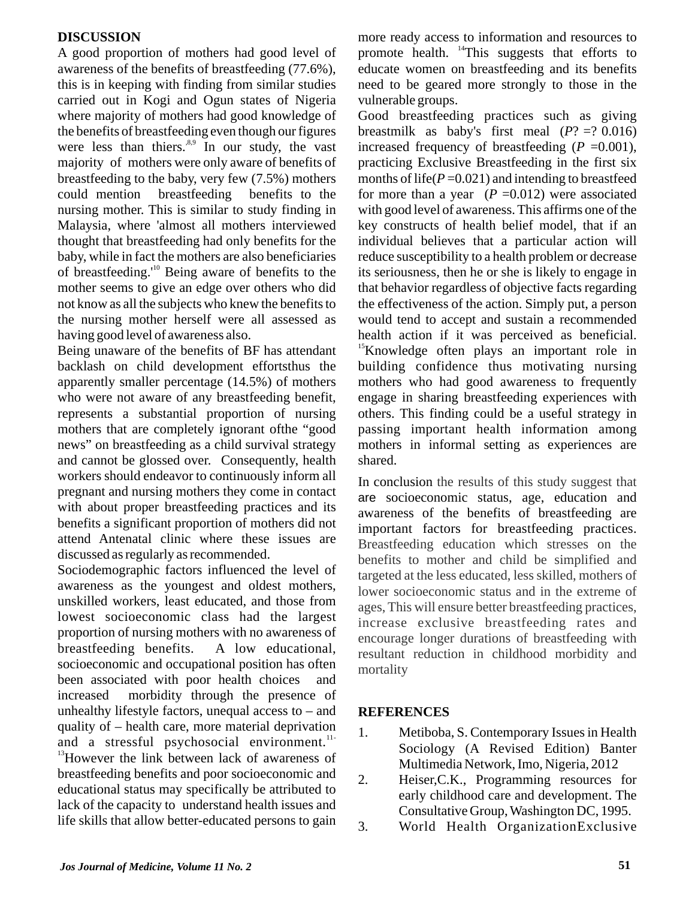## DISCUSSION

A good proportion of mothers had good level of awareness of the benefits of breastfeeding (77.6%), this is in keeping with finding from similar studies carried out in Kogi and Ogun states of Nigeria where majority of mothers had good knowledge of the benefits of breastfeeding even though our figures were less than thiers.[8,9] In our study, the vast majority of mothers were only aware of benefits of breastfeeding to the baby, very few (7.5%) mothers could mention breastfeeding benefits to the nursing mother. This is similar to study finding in Malaysia, where 'almost all mothers interviewed thought that breastfeeding had only benefits for the baby, while in fact the mothers are also beneficiaries of breastfeeding.'[10] Being aware of benefits to the mother seems to give an edge over others who did not know as all the subjects who knew the benefits to the nursing mother herself were all assessed as having good level of awareness also.

Being unaware of the benefits of BF has attendant backlash on child development effortsthus the apparently smaller percentage (14.5%) of mothers who were not aware of any breastfeeding benefit, represents a substantial proportion of nursing mothers that are completely ignorant ofthe "good news" on breastfeeding as a child survival strategy and cannot be glossed over. Consequently, health workers should endeavor to continuously inform all pregnant and nursing mothers they come in contact with about proper breastfeeding practices and its benefits a significant proportion of mothers did not attend Antenatal clinic where these issues are discussed as regularly as recommended.

Sociodemographic factors influenced the level of awareness as the youngest and oldest mothers, unskilled workers, least educated, and those from lowest socioeconomic class had the largest proportion of nursing mothers with no awareness of breastfeeding benefits. A low educational, socioeconomic and occupational position has often been associated with poor health choices and increased morbidity through the presence of unhealthy lifestyle factors, unequal access to – and quality of – health care, more material deprivation and a stressful psychosocial environment.[11-13] However the link between lack of awareness of breastfeeding benefits and poor socioeconomic and educational status may specifically be attributed to lack of the capacity to understand health issues and life skills that allow better-educated persons to gain more ready access to information and resources to promote health. [14] This suggests that efforts to educate women on breastfeeding and its benefits need to be geared more strongly to those in the vulnerable groups.

Good breastfeeding practices such as giving breastmilk as baby's first meal (*P*? =? 0.016) increased frequency of breastfeeding (*P* =0.001), practicing Exclusive Breastfeeding in the first six months of life(*P* =0.021) and intending to breastfeed for more than a year (*P* =0.012) were associated with good level of awareness. This affirms one of the key constructs of health belief model, that if an individual believes that a particular action will reduce susceptibility to a health problem or decrease its seriousness, then he or she is likely to engage in that behavior regardless of objective facts regarding the effectiveness of the action. Simply put, a person would tend to accept and sustain a recommended health action if it was perceived as beneficial. [15] Knowledge often plays an important role in building confidence thus motivating nursing mothers who had good awareness to frequently engage in sharing breastfeeding experiences with others. This finding could be a useful strategy in passing important health information among mothers in informal setting as experiences are shared.

In conclusion the results of this study suggest that are socioeconomic status, age, education and awareness of the benefits of breastfeeding are important factors for breastfeeding practices. Breastfeeding education which stresses on the benefits to mother and child be simplified and targeted at the less educated, less skilled, mothers of lower socioeconomic status and in the extreme of ages, This will ensure better breastfeeding practices, increase exclusive breastfeeding rates and encourage longer durations of breastfeeding with resultant reduction in childhood morbidity and mortality

## REFERENCES

1. Metiboba, S. Contemporary Issues in Health Sociology (A Revised Edition) Banter Multimedia Network, Imo, Nigeria, 2012
2. Heiser,C.K., Programming resources for early childhood care and development. The Consultative Group, Washington DC, 1995.
3. World Health OrganizationExclusive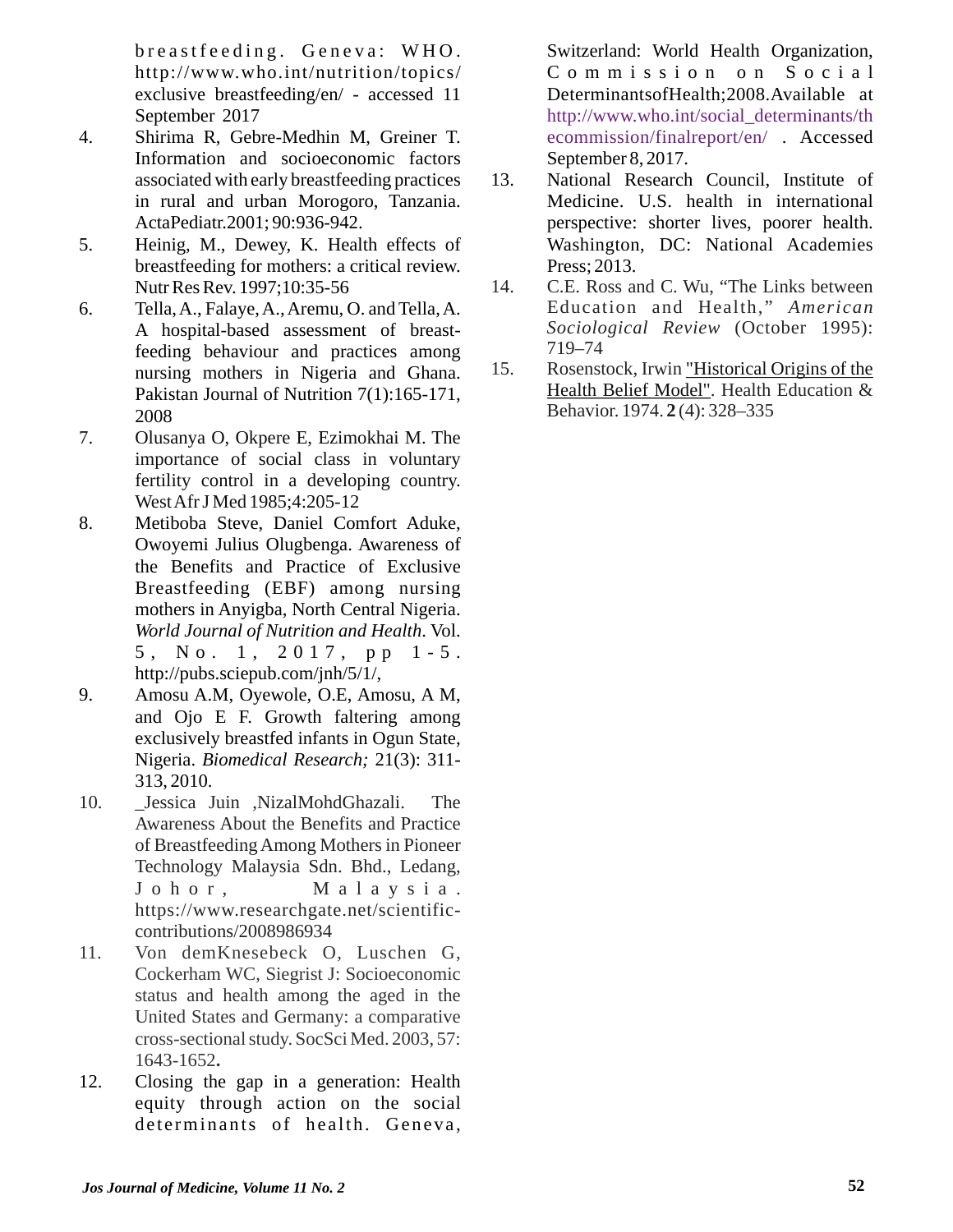breastfeeding. Geneva: WHO. http://www.who.int/nutrition/topics/ exclusive breastfeeding/en/ - accessed 11 September 2017

4. Shirima R, Gebre-Medhin M, Greiner T. Information and socioeconomic factors associated with early breastfeeding practices in rural and urban Morogoro, Tanzania. ActaPediatr.2001; 90:936-942.
5. Heinig, M., Dewey, K. Health effects of breastfeeding for mothers: a critical review. Nutr Res Rev. 1997;10:35-56
6. Tella, A., Falaye, A., Aremu, O. and Tella, A. A hospital-based assessment of breast-feeding behaviour and practices among nursing mothers in Nigeria and Ghana. Pakistan Journal of Nutrition 7(1):165-171, 2008
7. Olusanya O, Okpere E, Ezimokhai M. The importance of social class in voluntary fertility control in a developing country. West Afr J Med 1985;4:205-12
8. Metiboba Steve, Daniel Comfort Aduke, Owoyemi Julius Olugbenga. Awareness of the Benefits and Practice of Exclusive Breastfeeding (EBF) among nursing mothers in Anyigba, North Central Nigeria. *World Journal of Nutrition and Health*. Vol. 5, No. 1, 2017, pp 1-5. http://pubs.sciepub.com/jnh/5/1/,
9. Amosu A.M, Oyewole, O.E, Amosu, A M, and Ojo E F. Growth faltering among exclusively breastfed infants in Ogun State, Nigeria. *Biomedical Research;* 21(3): 311-313, 2010.
10. _Jessica Juin ,NizalMohdGhazali. The Awareness About the Benefits and Practice of Breastfeeding Among Mothers in Pioneer Technology Malaysia Sdn. Bhd., Ledang, Johor, Malaysia. https://www.researchgate.net/scientific-contributions/2008986934
11. Von demKnesebeck O, Luschen G, Cockerham WC, Siegrist J: Socioeconomic status and health among the aged in the United States and Germany: a comparative cross-sectional study. SocSci Med. 2003, 57: 1643-1652**.**
12. Closing the gap in a generation: Health equity through action on the social determinants of health. Geneva, Switzerland: World Health Organization, Commission on Social DeterminantsofHealth;2008.Available at http://www.who.int/social_determinants/thecommission/finalreport/en/ . Accessed September 8, 2017.
13. National Research Council, Institute of Medicine. U.S. health in international perspective: shorter lives, poorer health. Washington, DC: National Academies Press; 2013.
14. C.E. Ross and C. Wu, "The Links between Education and Health," *American Sociological Review* (October 1995): 719–74
15. Rosenstock, Irwin "Historical Origins of the Health Belief Model". Health Education & Behavior. 1974. **2** (4): 328–335